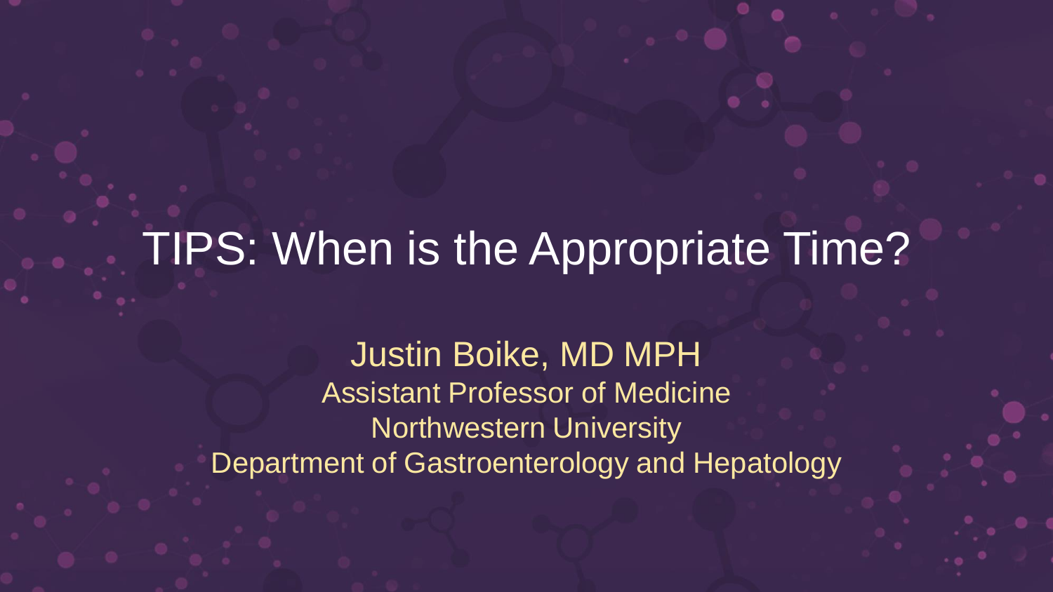# TIPS: When is the Appropriate Time?

Justin Boike, MD MPH

Assistant Professor of Medicine

Northwestern University

Department of Gastroenterology and Hepatology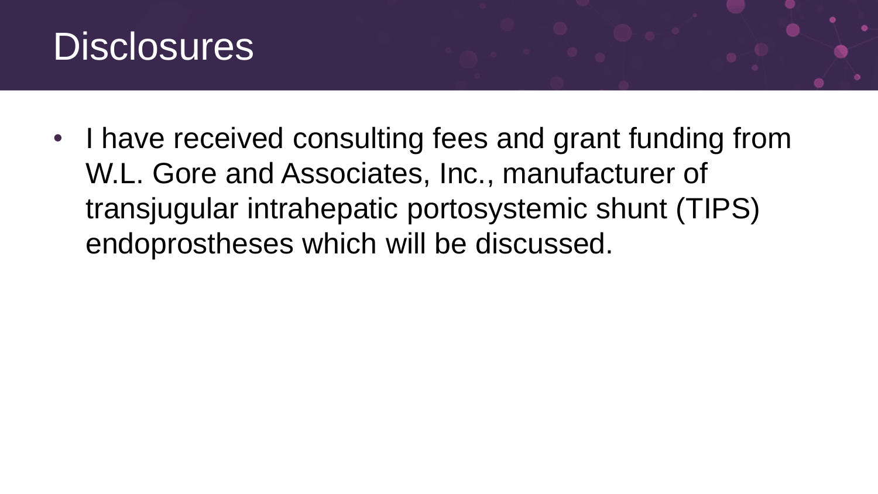# Disclosures

- I have received consulting fees and grant funding from W.L. Gore and Associates, Inc., manufacturer of transjugular intrahepatic portosystemic shunt (TIPS) endoprostheses which will be discussed.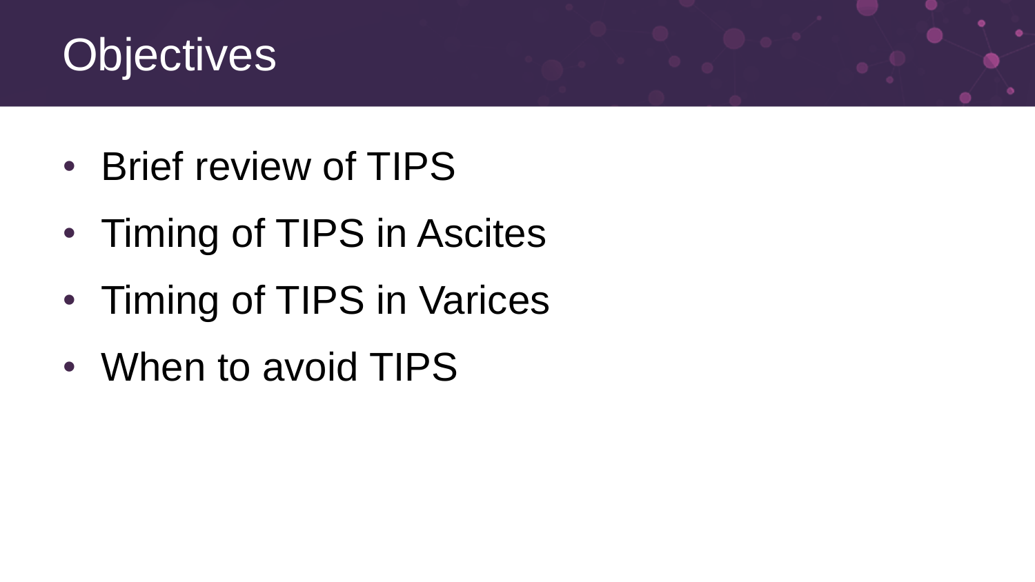# Objectives

- Brief review of TIPS
- Timing of TIPS in Ascites
- Timing of TIPS in Varices
- When to avoid TIPS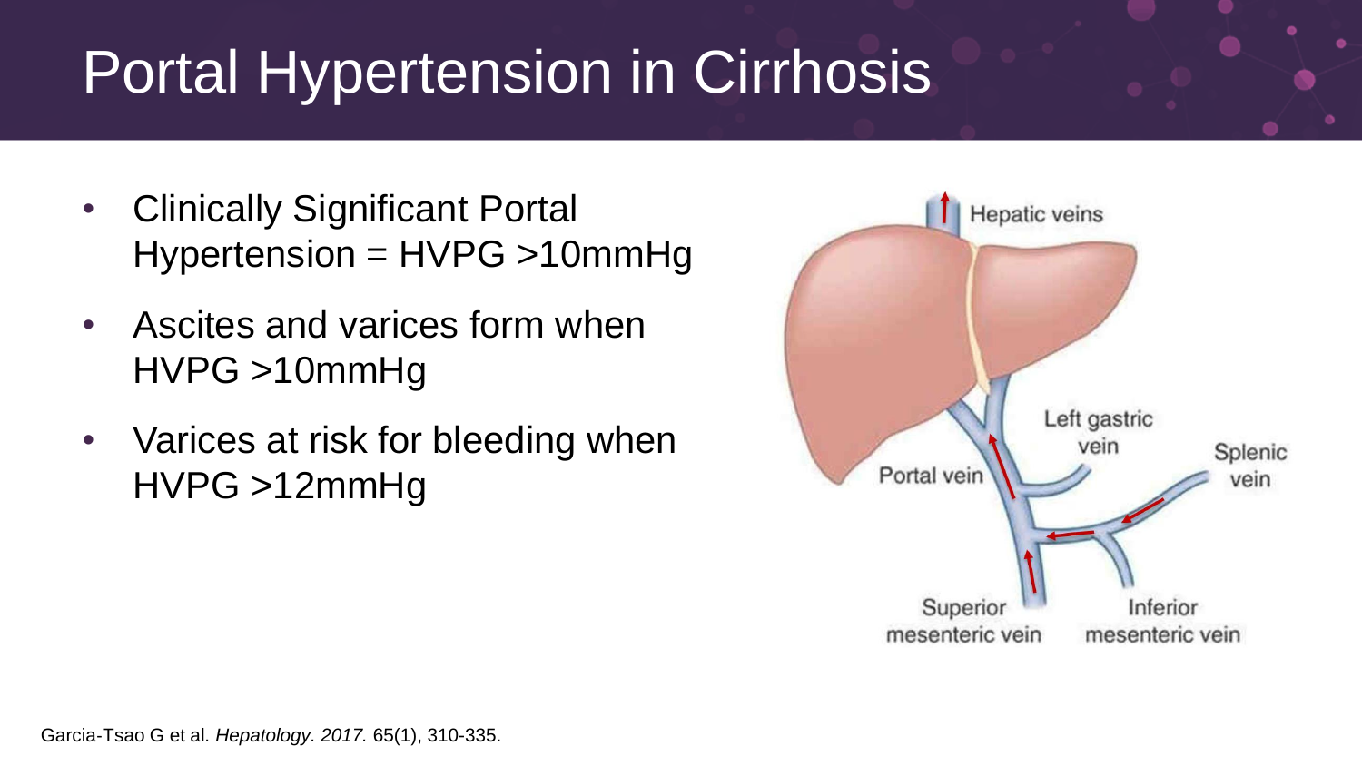# Portal Hypertension in Cirrhosis

- Clinically Significant Portal Hypertension = HVPG >10mmHg
- Ascites and varices form when HVPG >10mmHg
- Varices at risk for bleeding when HVPG >12mmHg

Hepatic veins

Left gastric vein

Splenic vein

Portal vein

Superior mesenteric vein

Inferior mesenteric vein

Garcia-Tsao G et al. *Hepatology. 2017.* 65(1), 310-335.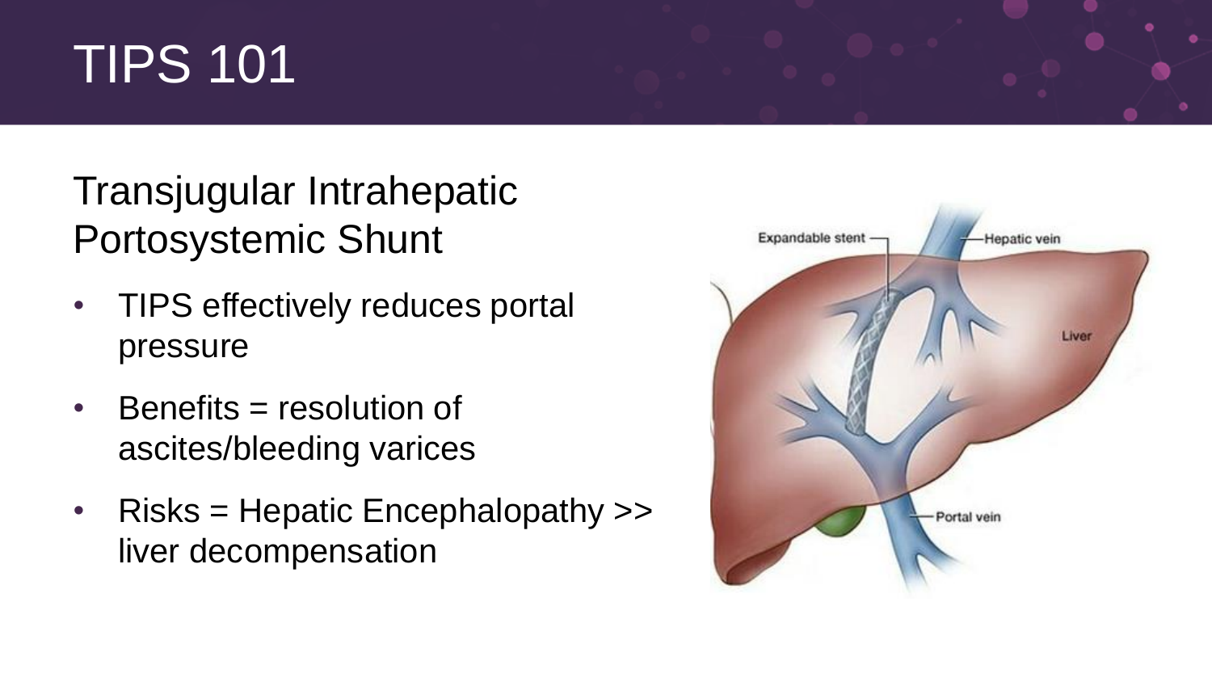# TIPS 101

## Transjugular Intrahepatic Portosystemic Shunt

- TIPS effectively reduces portal pressure
- Benefits = resolution of ascites/bleeding varices
- Risks = Hepatic Encephalopathy >> liver decompensation

Expandable stent

Hepatic vein

Liver

Portal vein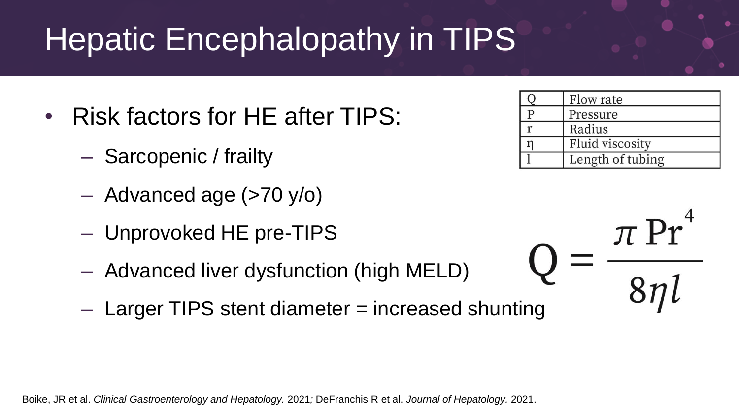# Hepatic Encephalopathy in TIPS

- Risk factors for HE after TIPS:
  - Sarcopenic / frailty
  - Advanced age (>70 y/o)
  - Unprovoked HE pre-TIPS
  - Advanced liver dysfunction (high MELD)
  - Larger TIPS stent diameter = increased shunting

| | |
|---|---|
| Q | Flow rate |
| P | Pressure |
| r | Radius |
| η | Fluid viscosity |
| l | Length of tubing |

$$Q = \frac{\pi P r^4}{8 \eta l}$$

Boike, JR et al. *Clinical Gastroenterology and Hepatology.* 2021*;* DeFranchis R et al. *Journal of Hepatology.* 2021.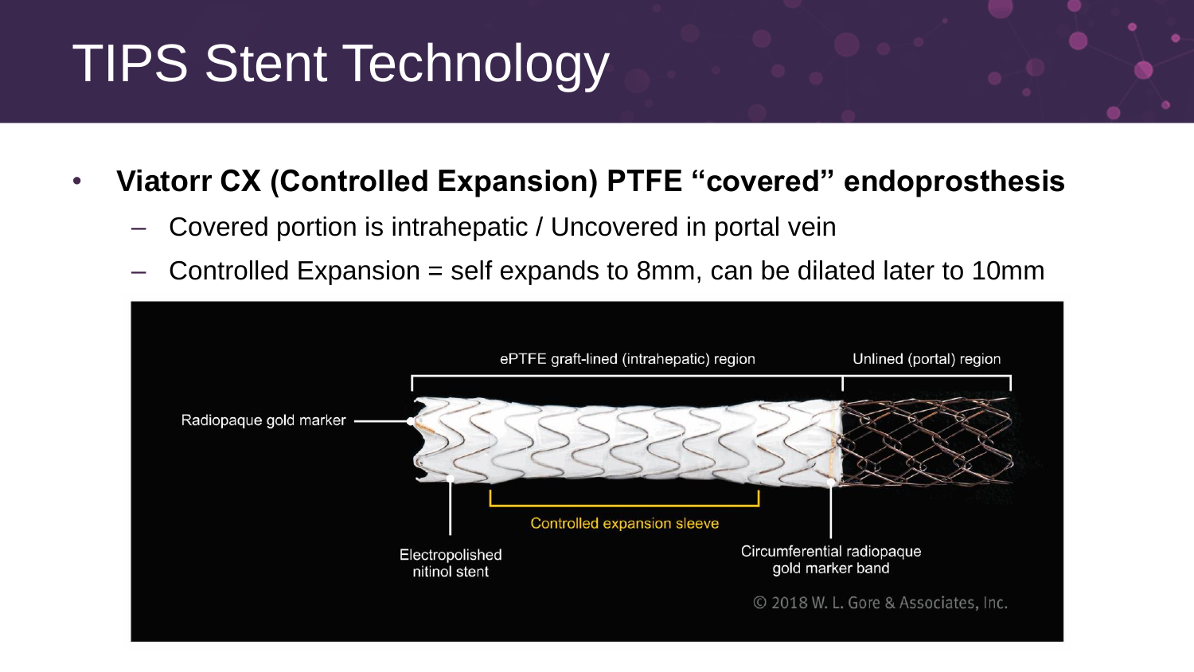# TIPS Stent Technology

- **Viatorr CX (Controlled Expansion) PTFE "covered" endoprosthesis**
  - Covered portion is intrahepatic / Uncovered in portal vein
  - Controlled Expansion = self expands to 8mm, can be dilated later to 10mm

ePTFE graft-lined (intrahepatic) region

Unlined (portal) region

Radiopaque gold marker

Controlled expansion sleeve

Electropolished nitinol stent

Circumferential radiopaque gold marker band

© 2018 W. L. Gore & Associates, Inc.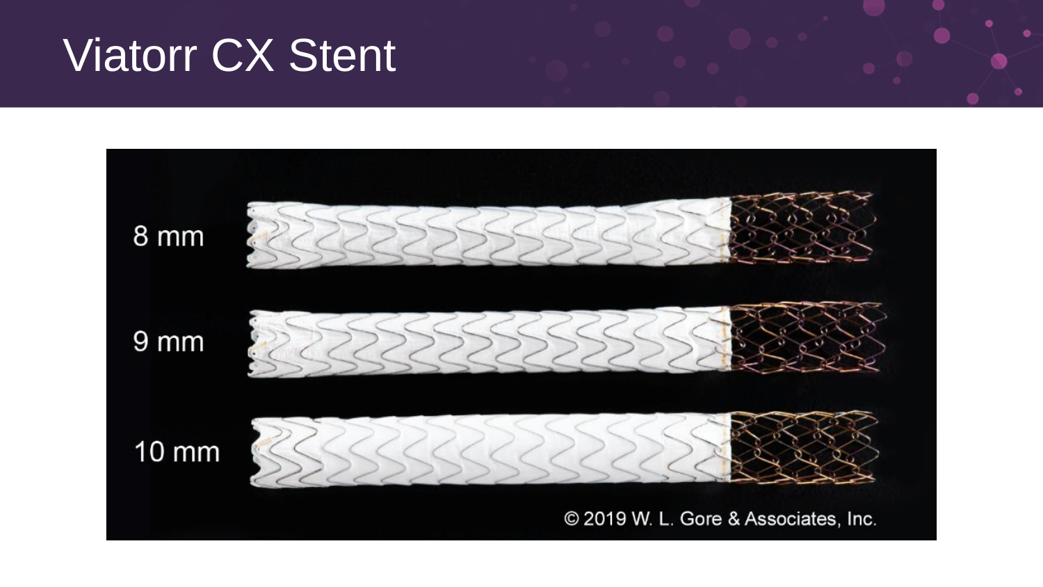# Viatorr CX Stent

8 mm

9 mm

10 mm

© 2019 W. L. Gore & Associates, Inc.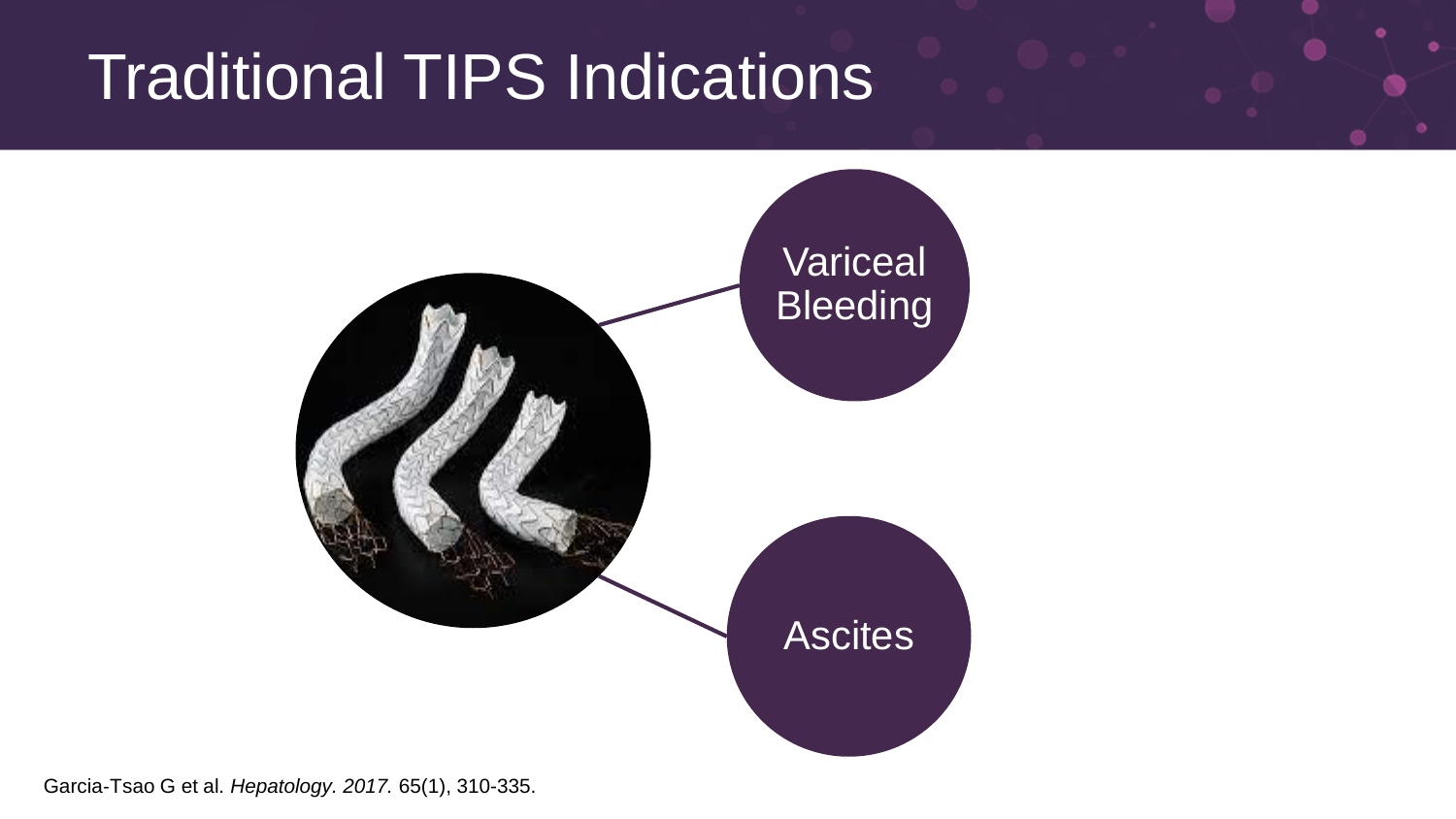# Traditional TIPS Indications

Variceal Bleeding

Ascites

Garcia-Tsao G et al. *Hepatology. 2017.* 65(1), 310-335.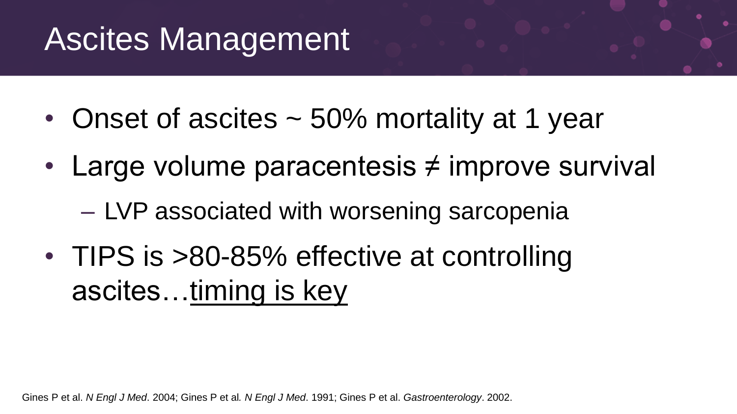# Ascites Management

- Onset of ascites ~ 50% mortality at 1 year
- Large volume paracentesis ≠ improve survival
  - LVP associated with worsening sarcopenia
- TIPS is >80-85% effective at controlling ascites…<u>timing is key</u>

Gines P et al. *N Engl J Med*. 2004; Gines P et al. *N Engl J Med*. 1991; Gines P et al. *Gastroenterology*. 2002.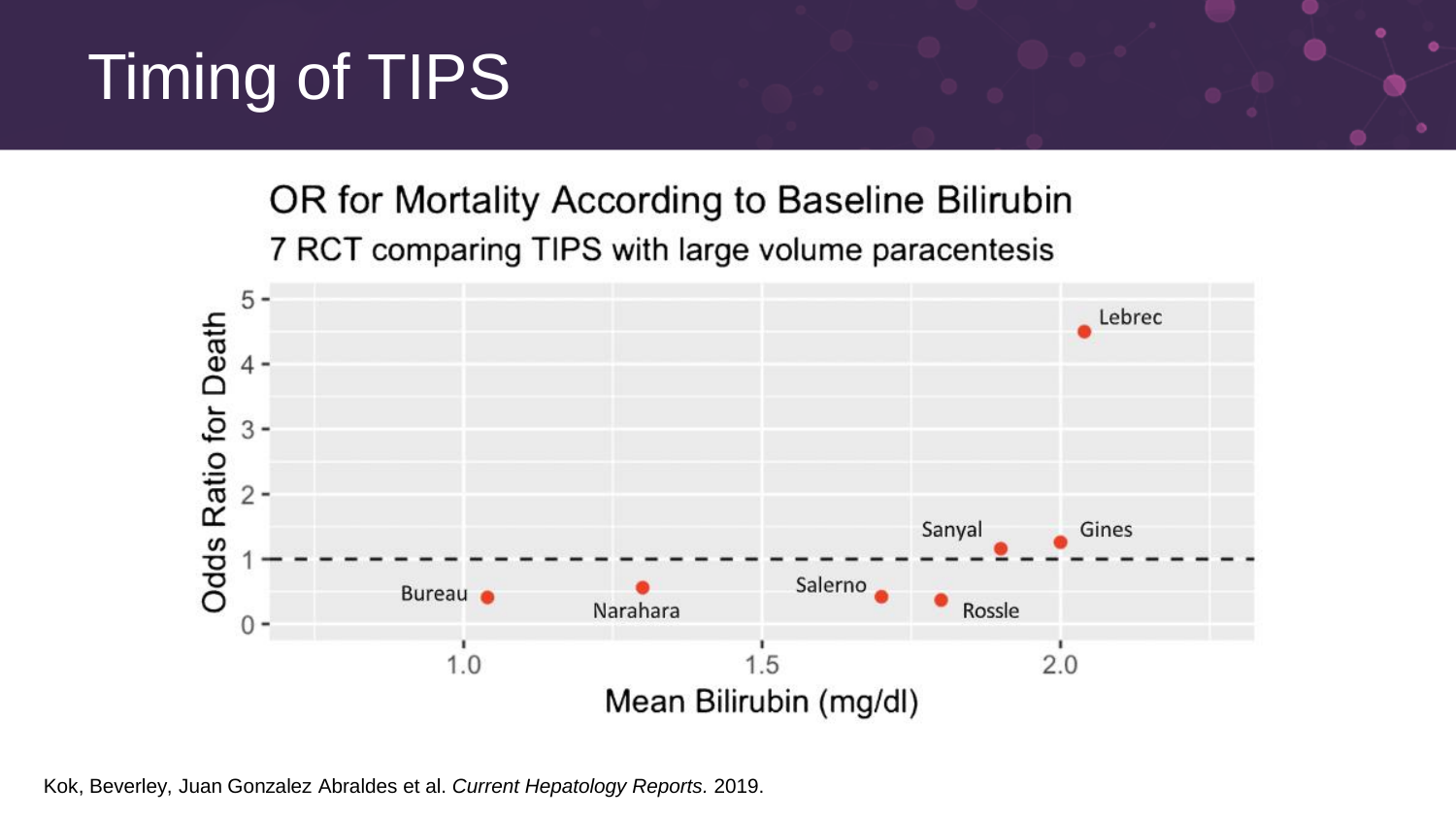# Timing of TIPS

OR for Mortality According to Baseline Bilirubin

7 RCT comparing TIPS with large volume paracentesis

Odds Ratio for Death

5
4
3
2
1
0

Lebrec
Sanyal
Gines
Bureau
Narahara
Salerno
Rossle

1.0
1.5
2.0

Mean Bilirubin (mg/dl)

Kok, Beverley, Juan Gonzalez Abraldes et al. *Current Hepatology Reports*. 2019.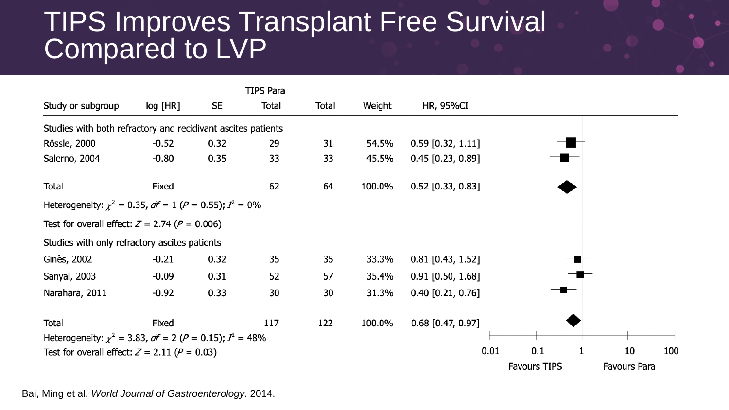# TIPS Improves Transplant Free Survival Compared to LVP

| Study or subgroup | log [HR] | SE | TIPS Para Total | Total | Weight | HR, 95%CI |
|---|---|---|---|---|---|---|
| Studies with both refractory and recidivant ascites patients | | | | | | |
| Rössle, 2000 | -0.52 | 0.32 | 29 | 31 | 54.5% | 0.59 [0.32, 1.11] |
| Salerno, 2004 | -0.80 | 0.35 | 33 | 33 | 45.5% | 0.45 [0.23, 0.89] |
| Total | Fixed | | 62 | 64 | 100.0% | 0.52 [0.33, 0.83] |
| Heterogeneity: $\chi^2 = 0.35$, $df = 1$ ($P = 0.55$); $I^2 = 0\%$ | | | | | | |
| Test for overall effect: $Z = 2.74$ ($P = 0.006$) | | | | | | |
| Studies with only refractory ascites patients | | | | | | |
| Ginès, 2002 | -0.21 | 0.32 | 35 | 35 | 33.3% | 0.81 [0.43, 1.52] |
| Sanyal, 2003 | -0.09 | 0.31 | 52 | 57 | 35.4% | 0.91 [0.50, 1.68] |
| Narahara, 2011 | -0.92 | 0.33 | 30 | 30 | 31.3% | 0.40 [0.21, 0.76] |
| Total | Fixed | | 117 | 122 | 100.0% | 0.68 [0.47, 0.97] |
| Heterogeneity: $\chi^2 = 3.83$, $df = 2$ ($P = 0.15$); $I^2 = 48\%$ | | | | | | |
| Test for overall effect: $Z = 2.11$ ($P = 0.03$) | | | | | | |

0.01
0.1
1
10
100
Favours TIPS
Favours Para

Bai, Ming et al. *World Journal of Gastroenterology.* 2014.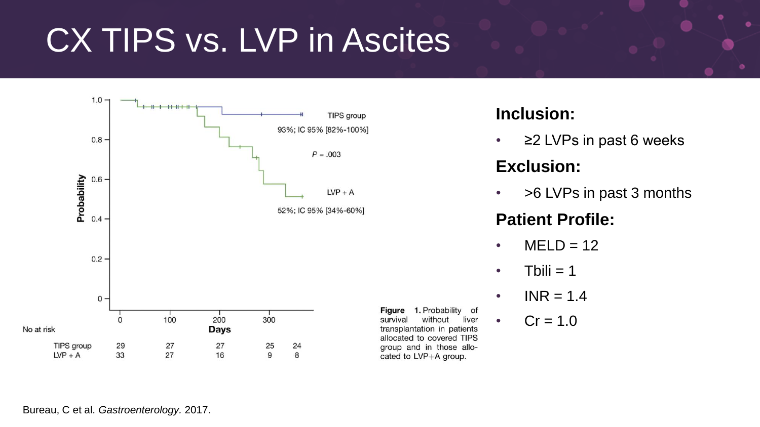# CX TIPS vs. LVP in Ascites

1.0
0.8
0.6
0.4
0.2
0

Probability

TIPS group
93%; IC 95% [82%-100%]

$P$ = .003

LVP + A
52%; IC 95% [34%-60%]

0
100
200
300

Days

No at risk

TIPS group 29 27 27 25 24
LVP + A 33 27 16 9 8

**Figure 1.** Probability of survival without liver transplantation in patients allocated to covered TIPS group and in those allocated to LVP+A group.

### Inclusion:

- ≥2 LVPs in past 6 weeks

### Exclusion:

- >6 LVPs in past 3 months

### Patient Profile:

- MELD = 12
- Tbili = 1
- INR = 1.4
- Cr = 1.0

Bureau, C et al. *Gastroenterology.* 2017.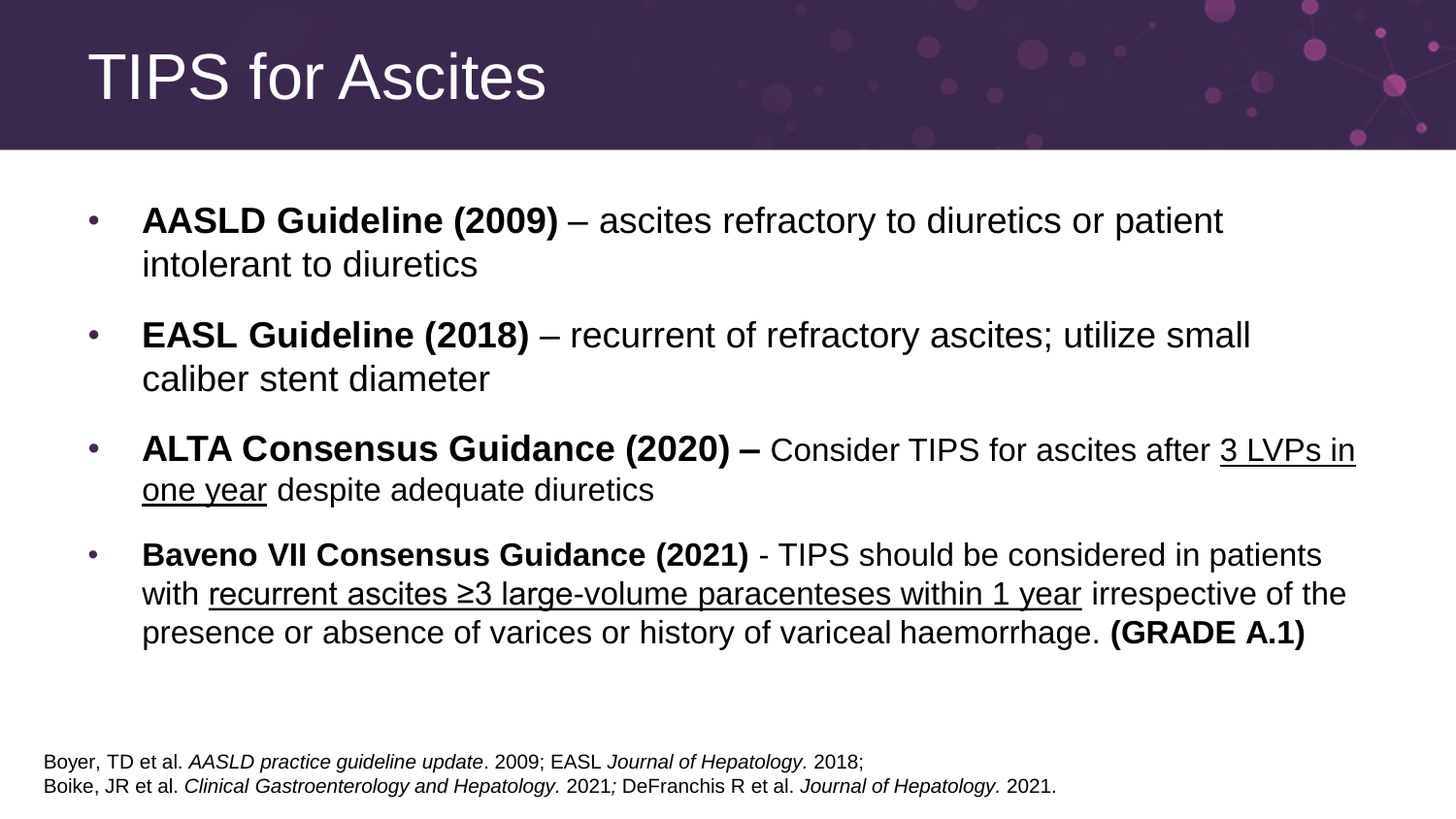# TIPS for Ascites

- **AASLD Guideline (2009)** – ascites refractory to diuretics or patient intolerant to diuretics
- **EASL Guideline (2018)** – recurrent of refractory ascites; utilize small caliber stent diameter
- **ALTA Consensus Guidance (2020) –** Consider TIPS for ascites after <u>3 LVPs in one year</u> despite adequate diuretics
- **Baveno VII Consensus Guidance (2021)** - TIPS should be considered in patients with <u>recurrent ascites ≥3 large-volume paracenteses within 1 year</u> irrespective of the presence or absence of varices or history of variceal haemorrhage. **(GRADE A.1)**

Boyer, TD et al. *AASLD practice guideline update*. 2009; EASL *Journal of Hepatology.* 2018; Boike, JR et al. *Clinical Gastroenterology and Hepatology.* 2021*;* DeFranchis R et al. *Journal of Hepatology.* 2021.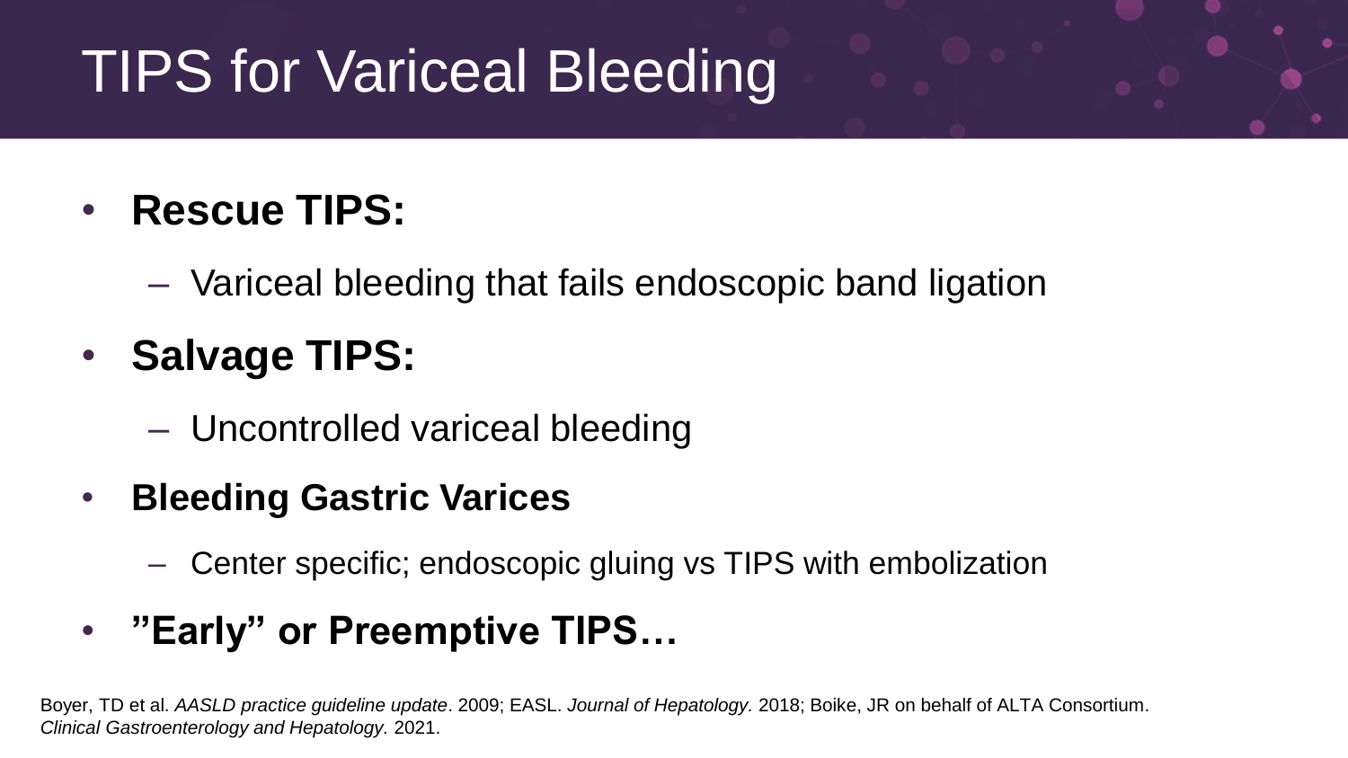# TIPS for Variceal Bleeding

- **Rescue TIPS:**
  - Variceal bleeding that fails endoscopic band ligation
- **Salvage TIPS:**
  - Uncontrolled variceal bleeding
- **Bleeding Gastric Varices**
  - Center specific; endoscopic gluing vs TIPS with embolization
- **"Early" or Preemptive TIPS…**

Boyer, TD et al. *AASLD practice guideline update*. 2009; EASL. *Journal of Hepatology.* 2018; Boike, JR on behalf of ALTA Consortium. *Clinical Gastroenterology and Hepatology.* 2021.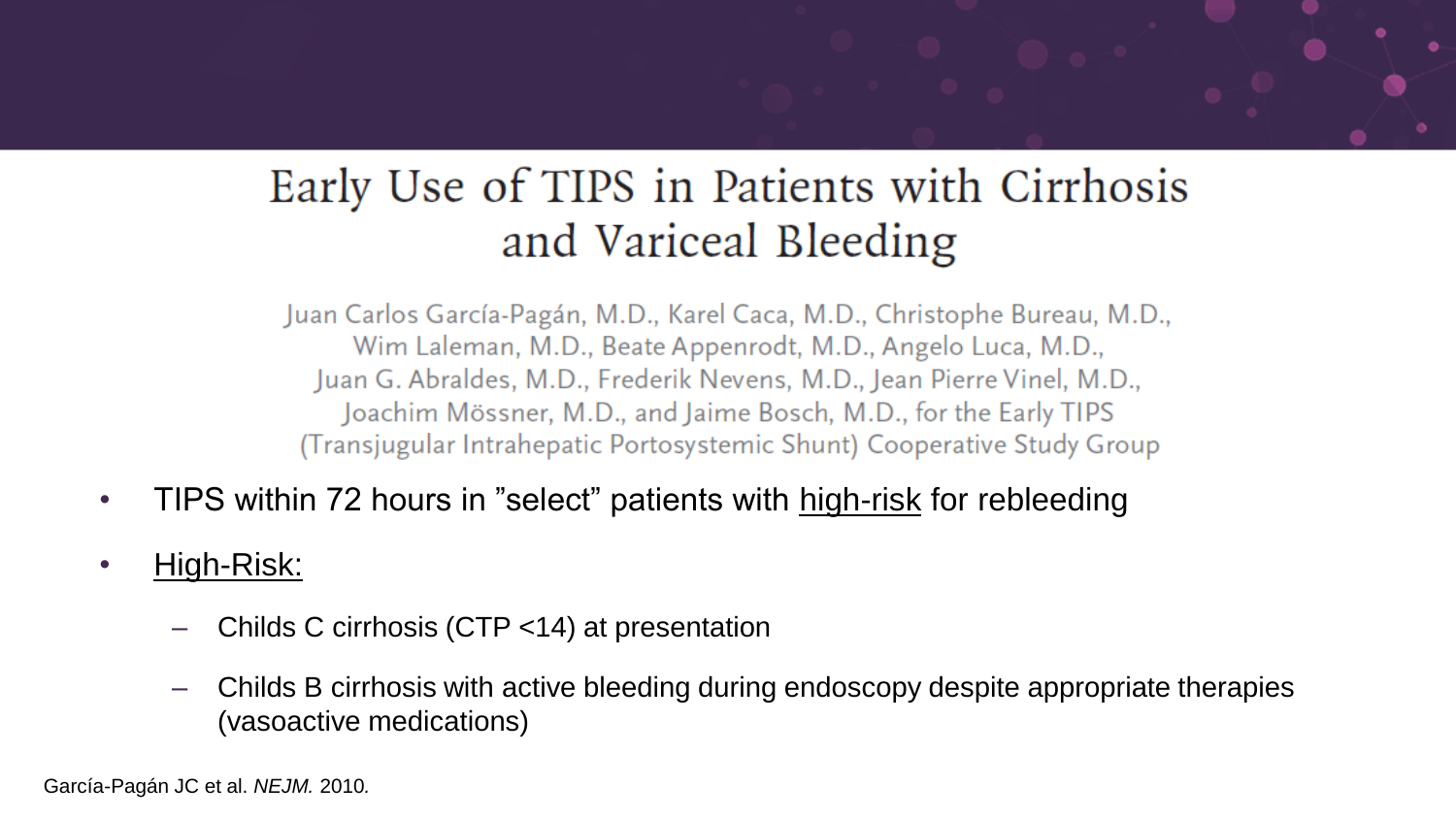# Early Use of TIPS in Patients with Cirrhosis and Variceal Bleeding

Juan Carlos García-Pagán, M.D., Karel Caca, M.D., Christophe Bureau, M.D., Wim Laleman, M.D., Beate Appenrodt, M.D., Angelo Luca, M.D., Juan G. Abraldes, M.D., Frederik Nevens, M.D., Jean Pierre Vinel, M.D., Joachim Mössner, M.D., and Jaime Bosch, M.D., for the Early TIPS (Transjugular Intrahepatic Portosystemic Shunt) Cooperative Study Group

- TIPS within 72 hours in "select" patients with high-risk for rebleeding
- High-Risk:
  - Childs C cirrhosis (CTP <14) at presentation
  - Childs B cirrhosis with active bleeding during endoscopy despite appropriate therapies (vasoactive medications)

García-Pagán JC et al. *NEJM.* 2010.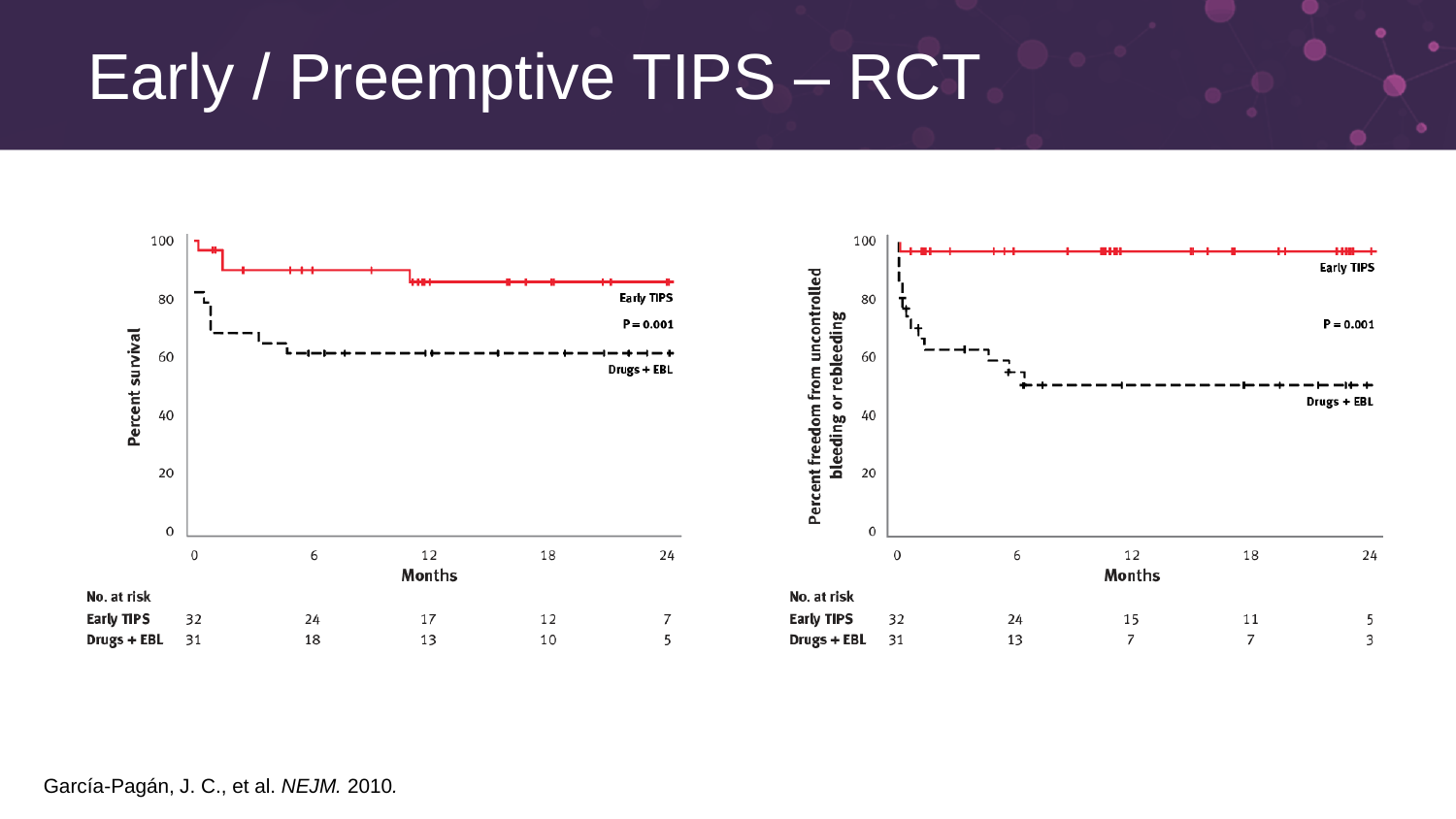# Early / Preemptive TIPS – RCT

Percent survival

100
80
60
40
20
0

0
6
12
18
24

Months

Early TIPS

P = 0.001

Drugs + EBL

No. at risk

Early TIPS 32 24 17 12 7

Drugs + EBL 31 18 13 10 5

Percent freedom from uncontrolled bleeding or rebleeding

100
80
60
40
20
0

0
6
12
18
24

Months

Early TIPS

P = 0.001

Drugs + EBL

No. at risk

Early TIPS 32 24 15 11 5

Drugs + EBL 31 13 7 7 3

García-Pagán, J. C., et al. *NEJM.* 2010.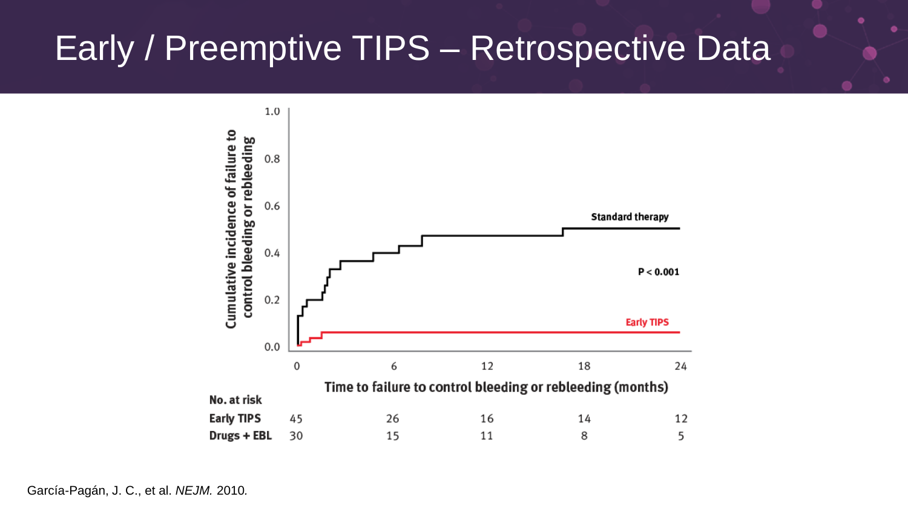# Early / Preemptive TIPS – Retrospective Data

Cumulative incidence of failure to control bleeding or rebleeding

1.0
0.8
0.6
0.4
0.2
0.0

Standard therapy

P < 0.001

Early TIPS

0
6
12
18
24

Time to failure to control bleeding or rebleeding (months)

No. at risk

Early TIPS 45 26 16 14 12

Drugs + EBL 30 15 11 8 5

García-Pagán, J. C., et al. *NEJM.* 2010.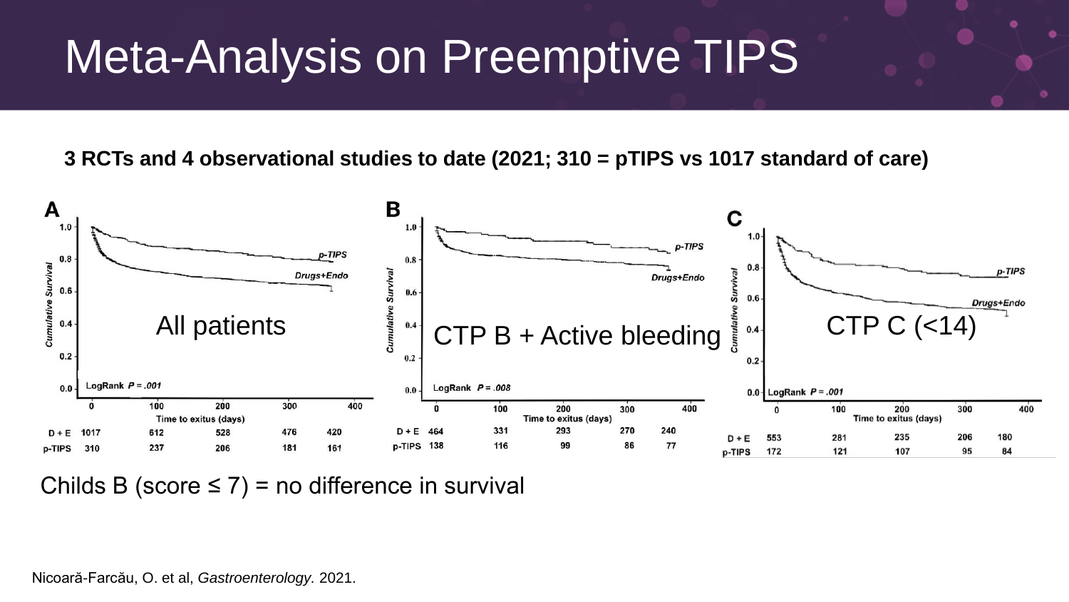# Meta-Analysis on Preemptive TIPS

**3 RCTs and 4 observational studies to date (2021; 310 = pTIPS vs 1017 standard of care)**

**A**

1.0
0.8
0.6
0.4
0.2
0.0

Cumulative Survival

p-TIPS

Drugs+Endo

All patients

LogRank *P* = .001

0 100 200 300 400

Time to exitus (days)

D + E 1017 612 528 476 420

p-TIPS 310 237 206 181 161

**B**

1.0
0.8
0.6
0.4
0.2
0.0

Cumulative Survival

p-TIPS

Drugs+Endo

CTP B + Active bleeding

LogRank *P* = .008

0 100 200 300 400

Time to exitus (days)

D + E 464 331 293 270 240

p-TIPS 138 116 99 86 77

**C**

1.0
0.8
0.6
0.4
0.2
0.0

Cumulative Survival

p-TIPS

Drugs+Endo

CTP C (<14)

LogRank *P* = .001

0 100 200 300 400

Time to exitus (days)

D + E 553 281 235 206 180

p-TIPS 172 121 107 95 84

Childs B (score ≤ 7) = no difference in survival

Nicoară-Farcău, O. et al, *Gastroenterology.* 2021.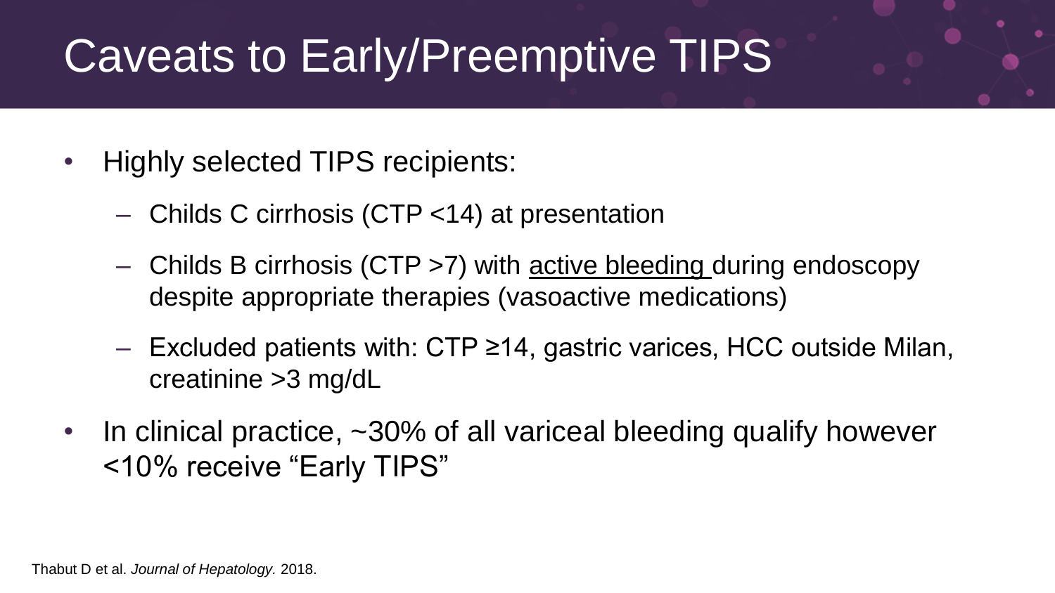# Caveats to Early/Preemptive TIPS

- Highly selected TIPS recipients:
  - Childs C cirrhosis (CTP <14) at presentation
  - Childs B cirrhosis (CTP >7) with <u>active bleeding</u> during endoscopy despite appropriate therapies (vasoactive medications)
  - Excluded patients with: CTP ≥14, gastric varices, HCC outside Milan, creatinine >3 mg/dL
- In clinical practice, ~30% of all variceal bleeding qualify however <10% receive "Early TIPS"

Thabut D et al. *Journal of Hepatology.* 2018.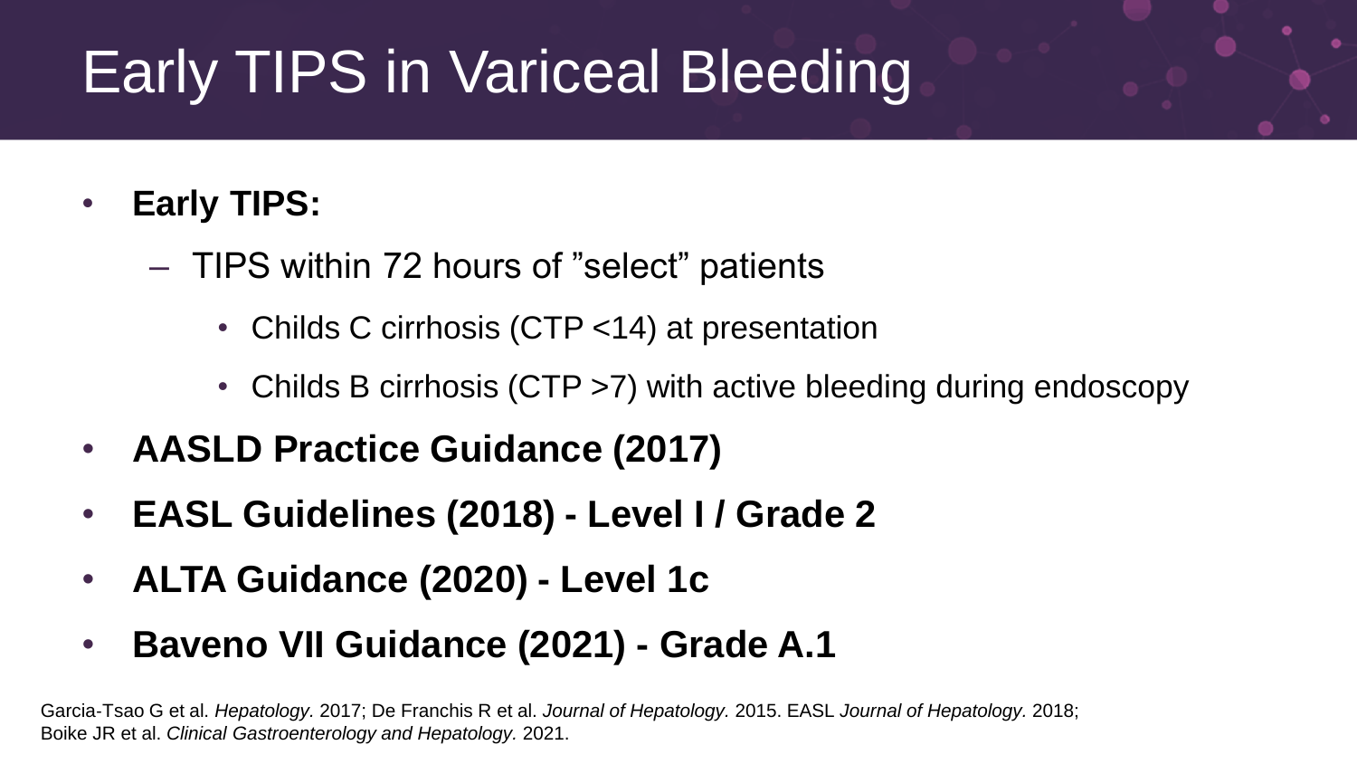# Early TIPS in Variceal Bleeding

- **Early TIPS:**
  - TIPS within 72 hours of "select" patients
    - Childs C cirrhosis (CTP <14) at presentation
    - Childs B cirrhosis (CTP >7) with active bleeding during endoscopy
- **AASLD Practice Guidance (2017)**
- **EASL Guidelines (2018) - Level I / Grade 2**
- **ALTA Guidance (2020) - Level 1c**
- **Baveno VII Guidance (2021) - Grade A.1**

Garcia-Tsao G et al. *Hepatology.* 2017; De Franchis R et al. *Journal of Hepatology.* 2015. EASL *Journal of Hepatology.* 2018; Boike JR et al. *Clinical Gastroenterology and Hepatology.* 2021.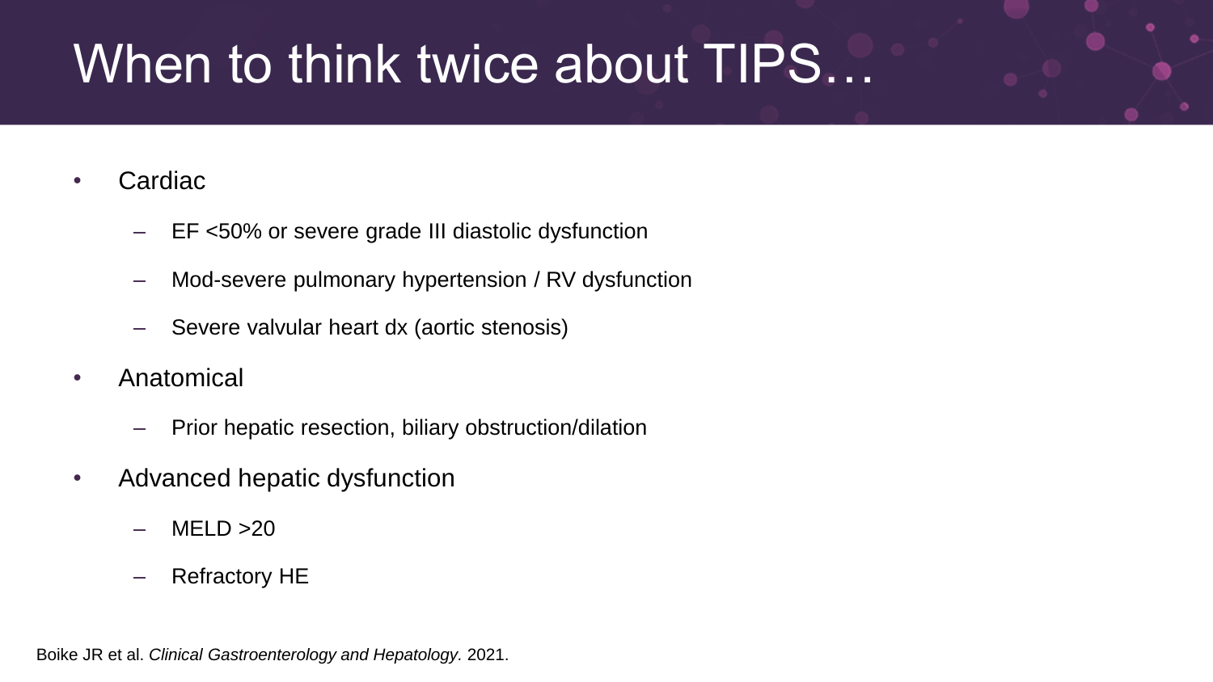# When to think twice about TIPS…

- Cardiac
  - EF <50% or severe grade III diastolic dysfunction
  - Mod-severe pulmonary hypertension / RV dysfunction
  - Severe valvular heart dx (aortic stenosis)
- Anatomical
  - Prior hepatic resection, biliary obstruction/dilation
- Advanced hepatic dysfunction
  - MELD >20
  - Refractory HE

Boike JR et al. *Clinical Gastroenterology and Hepatology.* 2021.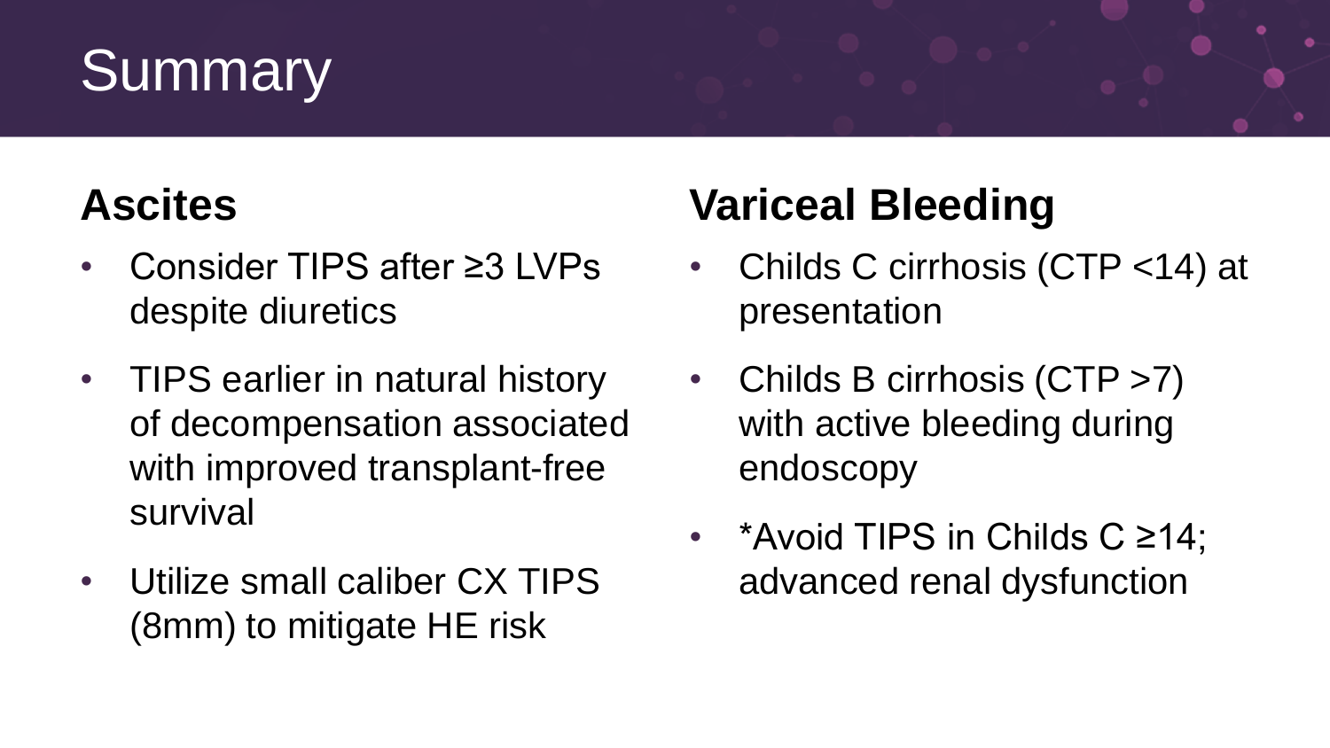# Summary

## Ascites

- Consider TIPS after ≥3 LVPs despite diuretics
- TIPS earlier in natural history of decompensation associated with improved transplant-free survival
- Utilize small caliber CX TIPS (8mm) to mitigate HE risk

## Variceal Bleeding

- Childs C cirrhosis (CTP <14) at presentation
- Childs B cirrhosis (CTP >7) with active bleeding during endoscopy
- *Avoid TIPS in Childs C ≥14; advanced renal dysfunction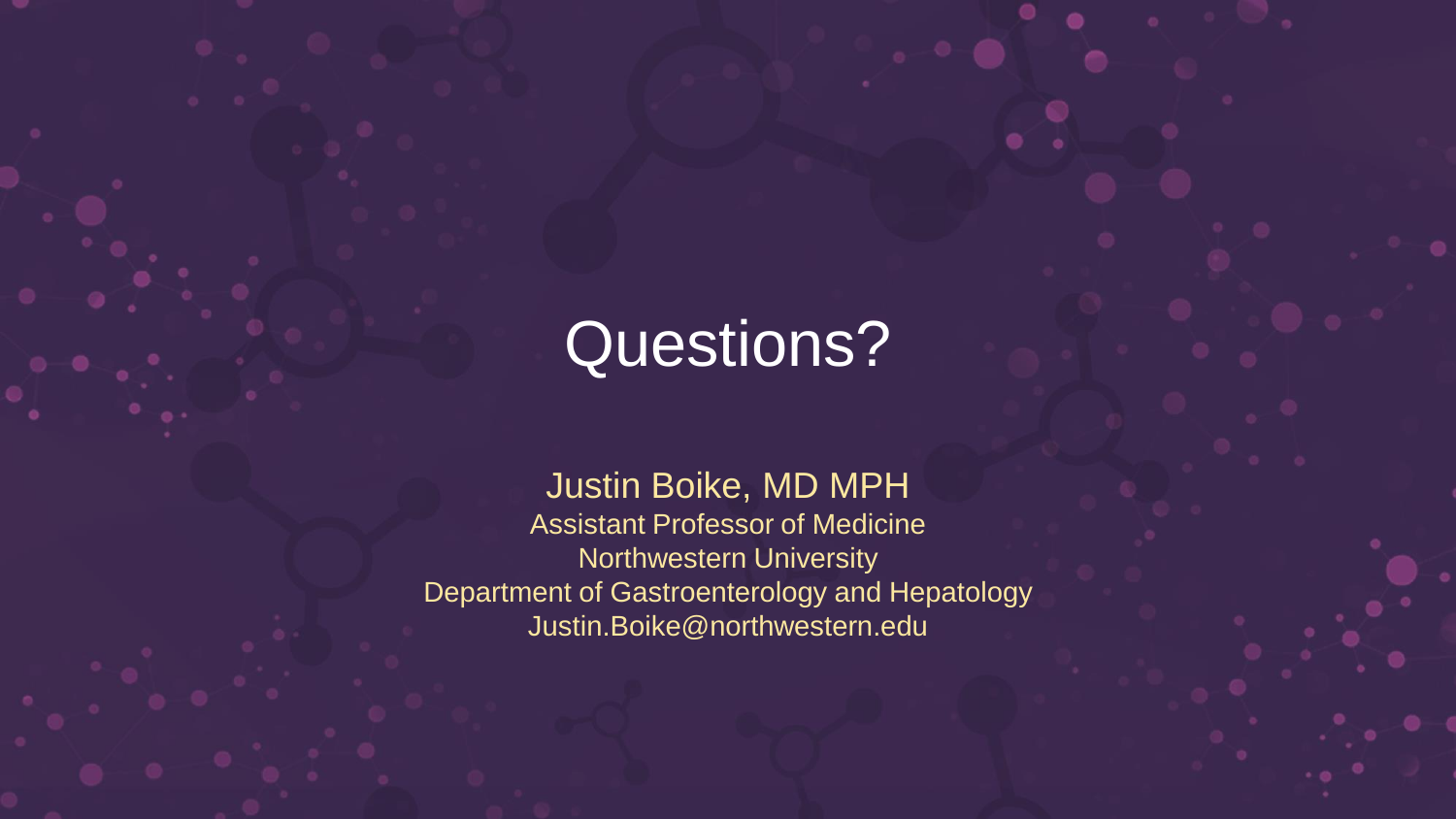# Questions?

Justin Boike, MD MPH
Assistant Professor of Medicine
Northwestern University
Department of Gastroenterology and Hepatology
Justin.Boike@northwestern.edu